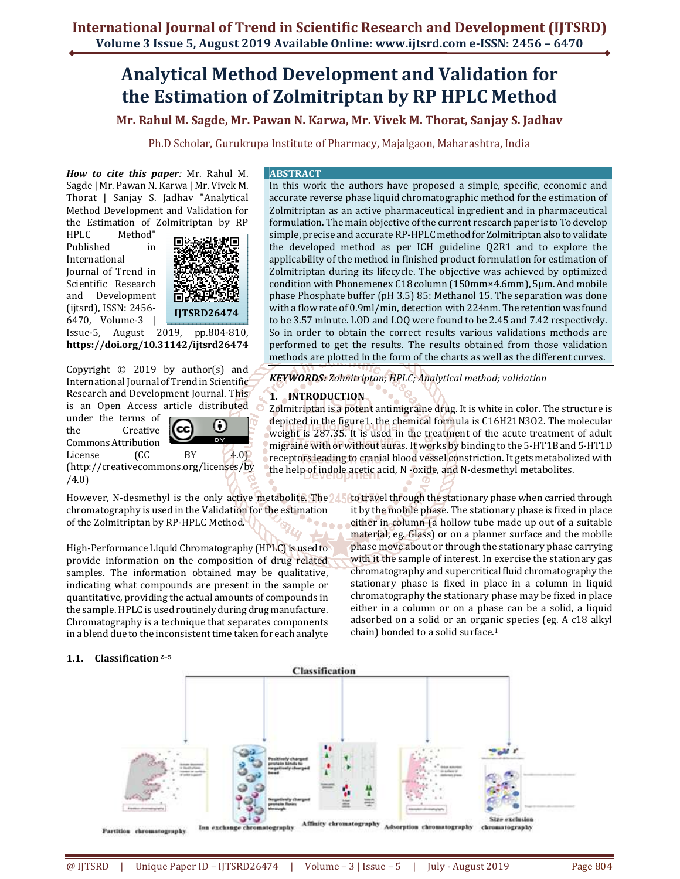# Analytical Method Development and Validation for the Estimation of Zolmitriptan by RP HPLC Method

**Mr. Rahul M. Sagde, Mr. Pawan N. Karwa, Mr. Vivek M. Thorat, Sanjay S. Jadhav**

Ph.D Scholar, Gurukrupa Institute of Pharmacy, Majalgaon, Maharashtra, India

***How to cite this paper:*** Mr. Rahul M. Sagde | Mr. Pawan N. Karwa | Mr. Vivek M. Thorat | Sanjay S. Jadhav "Analytical Method Development and Validation for the Estimation of Zolmitriptan by RP HPLC Method" Published in International Journal of Trend in Scientific Research and Development (ijtsrd), ISSN: 2456-6470, Volume-3 | Issue-5, August 2019, pp.804-810, **https://doi.org/10.31142/ijtsrd26474**

IJTSRD26474

Copyright © 2019 by author(s) and International Journal of Trend in Scientific Research and Development Journal. This is an Open Access article distributed under the terms of the Creative Commons Attribution License (CC BY 4.0) (http://creativecommons.org/licenses/by/4.0)

## ABSTRACT

In this work the authors have proposed a simple, specific, economic and accurate reverse phase liquid chromatographic method for the estimation of Zolmitriptan as an active pharmaceutical ingredient and in pharmaceutical formulation. The main objective of the current research paper is to To develop simple, precise and accurate RP-HPLC method for Zolmitriptan also to validate the developed method as per ICH guideline Q2R1 and to explore the applicability of the method in finished product formulation for estimation of Zolmitriptan during its lifecycle. The objective was achieved by optimized condition with Phonemenex C18 column (150mm×4.6mm), 5µm. And mobile phase Phosphate buffer (pH 3.5) 85: Methanol 15. The separation was done with a flow rate of 0.9ml/min, detection with 224nm. The retention was found to be 3.57 minute. LOD and LOQ were found to be 2.45 and 7.42 respectively. So in order to obtain the correct results various validations methods are performed to get the results. The results obtained from those validation methods are plotted in the form of the charts as well as the different curves.

***KEYWORDS:*** *Zolmitriptan; HPLC; Analytical method; validation*

## 1. INTRODUCTION

Zolmitriptan is a potent antimigraine drug. It is white in color. The structure is depicted in the figure1. the chemical formula is $C_{16}H_{21}N_3O_2$. The molecular weight is 287.35. It is used in the treatment of the acute treatment of adult migraine with or without auras. It works by binding to the 5-HT1B and 5-HT1D receptors leading to cranial blood vessel constriction. It gets metabolized with the help of indole acetic acid, N -oxide, and N-desmethyl metabolites.

However, N-desmethyl is the only active metabolite. The chromatography is used in the Validation for the estimation of the Zolmitriptan by RP-HPLC Method.

High-Performance Liquid Chromatography (HPLC) is used to provide information on the composition of drug related samples. The information obtained may be qualitative, indicating what compounds are present in the sample or quantitative, providing the actual amounts of compounds in the sample. HPLC is used routinely during drug manufacture. Chromatography is a technique that separates components in a blend due to the inconsistent time taken for each analyte to travel through the stationary phase when carried through it by the mobile phase. The stationary phase is fixed in place either in column (a hollow tube made up out of a suitable material, eg. Glass) or on a planner surface and the mobile phase move about or through the stationary phase carrying with it the sample of interest. In exercise the stationary gas chromatography and supercritical fluid chromatography the stationary phase is fixed in place in a column in liquid chromatography the stationary phase may be fixed in place either in a column or on a phase can be a solid, a liquid adsorbed on a solid or an organic species (eg. A c18 alkyl chain) bonded to a solid surface.[1]

### 1.1. Classification [2–5]

Classification

Partition chromatography | Ion exchange chromatography | Affinity chromatography | Adsorption chromatography | Size exclusion chromatography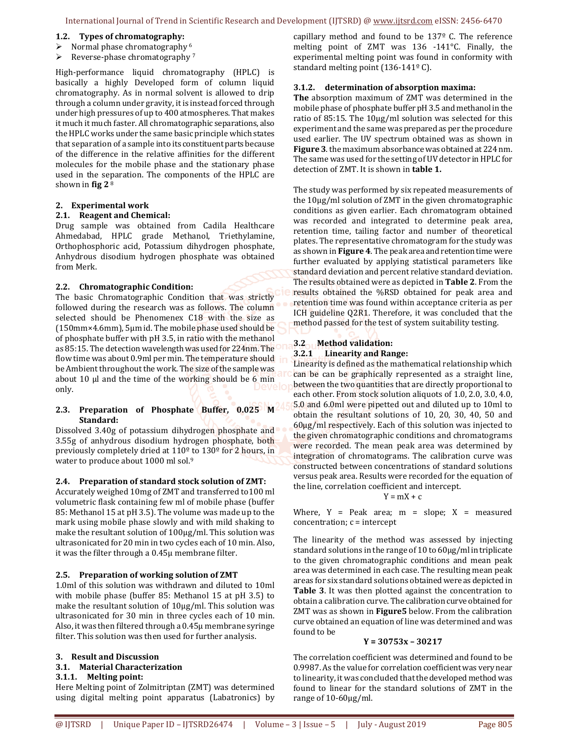### 1.2. Types of chromatography:

- Normal phase chromatography [6]
- Reverse-phase chromatography [7]

High-performance liquid chromatography (HPLC) is basically a highly Developed form of column liquid chromatography. As in normal solvent is allowed to drip through a column under gravity, it is instead forced through under high pressures of up to 400 atmospheres. That makes it much it much faster. All chromatographic separations, also the HPLC works under the same basic principle which states that separation of a sample into its constituent parts because of the difference in the relative affinities for the different molecules for the mobile phase and the stationary phase used in the separation. The components of the HPLC are shown in **fig 2** [8]

## 2. Experimental work

### 2.1. Reagent and Chemical:

Drug sample was obtained from Cadila Healthcare Ahmedabad, HPLC grade Methanol, Triethylamine, Orthophosphoric acid, Potassium dihydrogen phosphate, Anhydrous disodium hydrogen phosphate was obtained from Merk.

### 2.2. Chromatographic Condition:

The basic Chromatographic Condition that was strictly followed during the research was as follows. The column selected should be Phenomenex C18 with the size as (150mm×4.6mm), 5μm id. The mobile phase used should be of phosphate buffer with pH 3.5, in ratio with the methanol as 85:15. The detection wavelength was used for 224nm. The flow time was about 0.9ml per min. The temperature should be Ambient throughout the work. The size of the sample was about 10 μl and the time of the working should be 6 min only.

### 2.3. Preparation of Phosphate Buffer, 0.025 M Standard:

Dissolved 3.40g of potassium dihydrogen phosphate and 3.55g of anhydrous disodium hydrogen phosphate, both previously completely dried at 110º to 130º for 2 hours, in water to produce about 1000 ml sol.[9]

### 2.4. Preparation of standard stock solution of ZMT:

Accurately weighed 10mg of ZMT and transferred to100 ml volumetric flask containing few ml of mobile phase (buffer 85: Methanol 15 at pH 3.5). The volume was made up to the mark using mobile phase slowly and with mild shaking to make the resultant solution of 100μg/ml. This solution was ultrasonicated for 20 min in two cycles each of 10 min. Also, it was the filter through a 0.45μ membrane filter.

### 2.5. Preparation of working solution of ZMT

1.0ml of this solution was withdrawn and diluted to 10ml with mobile phase (buffer 85: Methanol 15 at pH 3.5) to make the resultant solution of 10μg/ml. This solution was ultrasonicated for 30 min in three cycles each of 10 min. Also, it was then filtered through a 0.45μ membrane syringe filter. This solution was then used for further analysis.

## 3. Result and Discussion

### 3.1. Material Characterization

#### 3.1.1. Melting point:

Here Melting point of Zolmitriptan (ZMT) was determined using digital melting point apparatus (Labatronics) by capillary method and found to be 137º C. The reference melting point of ZMT was 136 -141°C. Finally, the experimental melting point was found in conformity with standard melting point (136-141º C).

#### 3.1.2. determination of absorption maxima:

**The** absorption maximum of ZMT was determined in the mobile phase of phosphate buffer pH 3.5 and methanol in the ratio of 85:15. The 10μg/ml solution was selected for this experiment and the same was prepared as per the procedure used earlier. The UV spectrum obtained was as shown in **Figure 3**. the maximum absorbance was obtained at 224 nm. The same was used for the setting of UV detector in HPLC for detection of ZMT. It is shown in **table 1.**

The study was performed by six repeated measurements of the 10μg/ml solution of ZMT in the given chromatographic conditions as given earlier. Each chromatogram obtained was recorded and integrated to determine peak area, retention time, tailing factor and number of theoretical plates. The representative chromatogram for the study was as shown in **Figure 4**. The peak area and retention time were further evaluated by applying statistical parameters like standard deviation and percent relative standard deviation. The results obtained were as depicted in **Table 2**. From the results obtained the %RSD obtained for peak area and retention time was found within acceptance criteria as per ICH guideline Q2R1. Therefore, it was concluded that the method passed for the test of system suitability testing.

### 3.2 Method validation:

#### 3.2.1 Linearity and Range:

Linearity is defined as the mathematical relationship which can be can be graphically represented as a straight line, between the two quantities that are directly proportional to each other. From stock solution aliquots of 1.0, 2.0, 3.0, 4.0, 5.0 and 6.0ml were pipetted out and diluted up to 10ml to obtain the resultant solutions of 10, 20, 30, 40, 50 and 60μg/ml respectively. Each of this solution was injected to the given chromatographic conditions and chromatograms were recorded. The mean peak area was determined by integration of chromatograms. The calibration curve was constructed between concentrations of standard solutions versus peak area. Results were recorded for the equation of the line, correlation coefficient and intercept.

$$Y = mX + c$$

Where, Y = Peak area; m = slope; X = measured concentration; c = intercept

The linearity of the method was assessed by injecting standard solutions in the range of 10 to 60μg/ml in triplicate to the given chromatographic conditions and mean peak area was determined in each case. The resulting mean peak areas for six standard solutions obtained were as depicted in **Table 3**. It was then plotted against the concentration to obtain a calibration curve. The calibration curve obtained for ZMT was as shown in **Figure5** below. From the calibration curve obtained an equation of line was determined and was found to be

$$Y = 30753x - 30217$$

The correlation coefficient was determined and found to be 0.9987. As the value for correlation coefficient was very near to linearity, it was concluded that the developed method was found to linear for the standard solutions of ZMT in the range of 10-60μg/ml.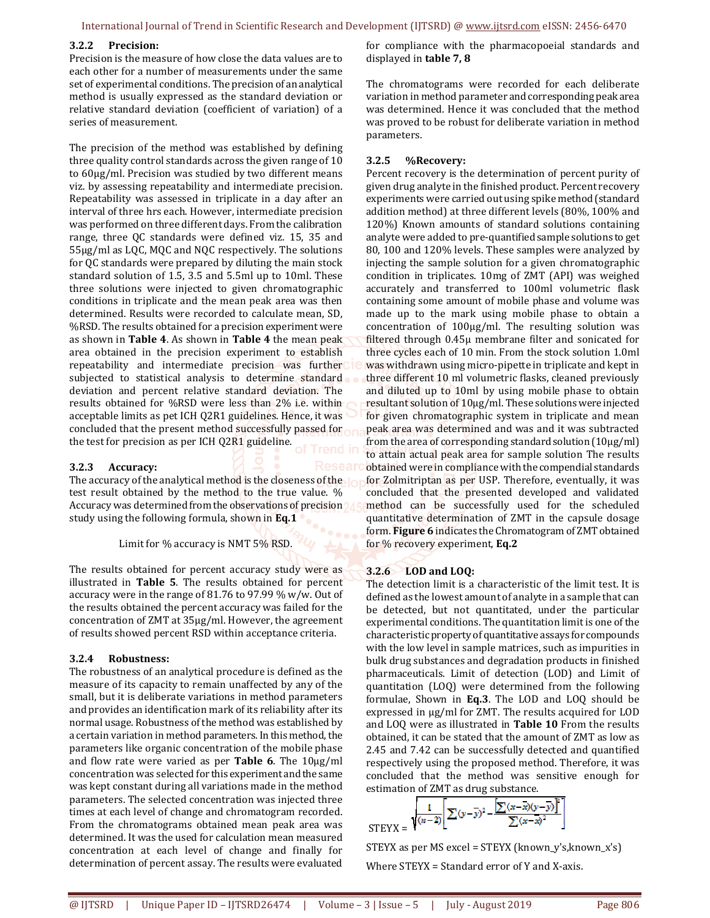### 3.2.2 Precision:

Precision is the measure of how close the data values are to each other for a number of measurements under the same set of experimental conditions. The precision of an analytical method is usually expressed as the standard deviation or relative standard deviation (coefficient of variation) of a series of measurement.

The precision of the method was established by defining three quality control standards across the given range of 10 to 60µg/ml. Precision was studied by two different means viz. by assessing repeatability and intermediate precision. Repeatability was assessed in triplicate in a day after an interval of three hrs each. However, intermediate precision was performed on three different days. From the calibration range, three QC standards were defined viz. 15, 35 and 55µg/ml as LQC, MQC and NQC respectively. The solutions for QC standards were prepared by diluting the main stock standard solution of 1.5, 3.5 and 5.5ml up to 10ml. These three solutions were injected to given chromatographic conditions in triplicate and the mean peak area was then determined. Results were recorded to calculate mean, SD, %RSD. The results obtained for a precision experiment were as shown in **Table 4**. As shown in **Table 4** the mean peak area obtained in the precision experiment to establish repeatability and intermediate precision was further subjected to statistical analysis to determine standard deviation and percent relative standard deviation. The results obtained for %RSD were less than 2% i.e. within acceptable limits as pet ICH Q2R1 guidelines. Hence, it was concluded that the present method successfully passed for the test for precision as per ICH Q2R1 guideline.

### 3.2.3 Accuracy:

The accuracy of the analytical method is the closeness of the test result obtained by the method to the true value. % Accuracy was determined from the observations of precision study using the following formula, shown in **Eq.1**

Limit for % accuracy is NMT 5% RSD.

The results obtained for percent accuracy study were as illustrated in **Table 5**. The results obtained for percent accuracy were in the range of 81.76 to 97.99 % w/w. Out of the results obtained the percent accuracy was failed for the concentration of ZMT at 35µg/ml. However, the agreement of results showed percent RSD within acceptance criteria.

### 3.2.4 Robustness:

The robustness of an analytical procedure is defined as the measure of its capacity to remain unaffected by any of the small, but it is deliberate variations in method parameters and provides an identification mark of its reliability after its normal usage. Robustness of the method was established by a certain variation in method parameters. In this method, the parameters like organic concentration of the mobile phase and flow rate were varied as per **Table 6**. The 10µg/ml concentration was selected for this experiment and the same was kept constant during all variations made in the method parameters. The selected concentration was injected three times at each level of change and chromatogram recorded. From the chromatograms obtained mean peak area was determined. It was the used for calculation mean measured concentration at each level of change and finally for determination of percent assay. The results were evaluated for compliance with the pharmacopoeial standards and displayed in **table 7, 8**

The chromatograms were recorded for each deliberate variation in method parameter and corresponding peak area was determined. Hence it was concluded that the method was proved to be robust for deliberate variation in method parameters.

### 3.2.5 %Recovery:

Percent recovery is the determination of percent purity of given drug analyte in the finished product. Percent recovery experiments were carried out using spike method (standard addition method) at three different levels (80%, 100% and 120%) Known amounts of standard solutions containing analyte were added to pre-quantified sample solutions to get 80, 100 and 120% levels. These samples were analyzed by injecting the sample solution for a given chromatographic condition in triplicates. 10mg of ZMT (API) was weighed accurately and transferred to 100ml volumetric flask containing some amount of mobile phase and volume was made up to the mark using mobile phase to obtain a concentration of 100µg/ml. The resulting solution was filtered through 0.45µ membrane filter and sonicated for three cycles each of 10 min. From the stock solution 1.0ml was withdrawn using micro-pipette in triplicate and kept in three different 10 ml volumetric flasks, cleaned previously and diluted up to 10ml by using mobile phase to obtain resultant solution of 10µg/ml. These solutions were injected for given chromatographic system in triplicate and mean peak area was determined and was and it was subtracted from the area of corresponding standard solution (10µg/ml) to attain actual peak area for sample solution The results obtained were in compliance with the compendial standards for Zolmitriptan as per USP. Therefore, eventually, it was concluded that the presented developed and validated method can be successfully used for the scheduled quantitative determination of ZMT in the capsule dosage form. **Figure 6** indicates the Chromatogram of ZMT obtained for % recovery experiment, **Eq.2**

### 3.2.6 LOD and LOQ:

The detection limit is a characteristic of the limit test. It is defined as the lowest amount of analyte in a sample that can be detected, but not quantitated, under the particular experimental conditions. The quantitation limit is one of the characteristic property of quantitative assays for compounds with the low level in sample matrices, such as impurities in bulk drug substances and degradation products in finished pharmaceuticals. Limit of detection (LOD) and Limit of quantitation (LOQ) were determined from the following formulae, Shown in **Eq.3**. The LOD and LOQ should be expressed in µg/ml for ZMT. The results acquired for LOD and LOQ were as illustrated in **Table 10** From the results obtained, it can be stated that the amount of ZMT as low as 2.45 and 7.42 can be successfully detected and quantified respectively using the proposed method. Therefore, it was concluded that the method was sensitive enough for estimation of ZMT as drug substance.

$$STEYX = \sqrt{\frac{1}{(n-2)}\left[\sum(y-\bar{y})^2 - \frac{\left[\sum(x-\bar{x})(y-\bar{y})\right]^2}{\sum(x-\bar{x})^2}\right]}$$

STEYX as per MS excel = STEYX (known_y's,known_x's)

Where STEYX = Standard error of Y and X-axis.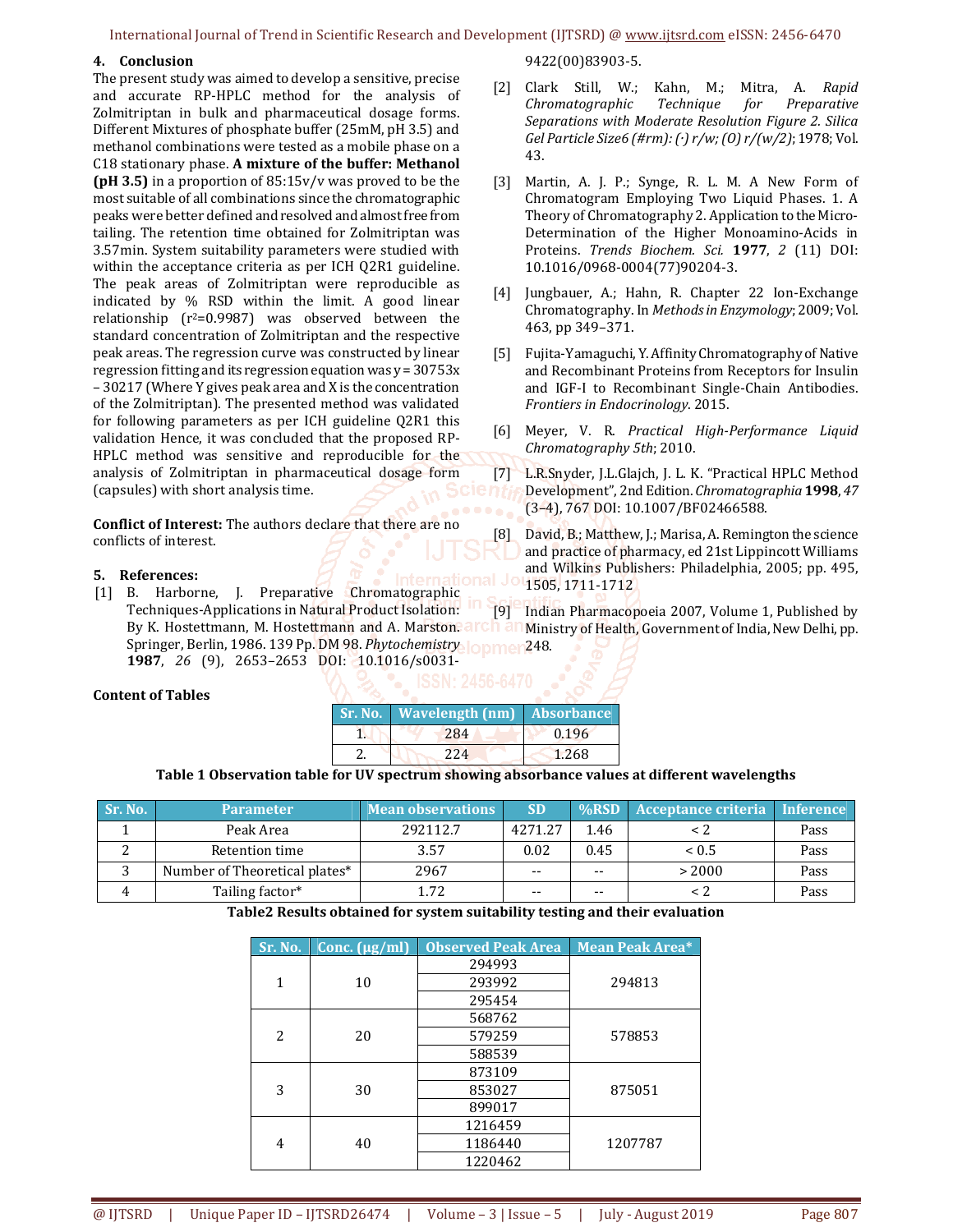## 4. Conclusion

The present study was aimed to develop a sensitive, precise and accurate RP-HPLC method for the analysis of Zolmitriptan in bulk and pharmaceutical dosage forms. Different Mixtures of phosphate buffer (25mM, pH 3.5) and methanol combinations were tested as a mobile phase on a C18 stationary phase. **A mixture of the buffer: Methanol (pH 3.5)** in a proportion of 85:15v/v was proved to be the most suitable of all combinations since the chromatographic peaks were better defined and resolved and almost free from tailing. The retention time obtained for Zolmitriptan was 3.57min. System suitability parameters were studied with within the acceptance criteria as per ICH Q2R1 guideline. The peak areas of Zolmitriptan were reproducible as indicated by % RSD within the limit. A good linear relationship ($r^2$=0.9987) was observed between the standard concentration of Zolmitriptan and the respective peak areas. The regression curve was constructed by linear regression fitting and its regression equation was y = 30753x – 30217 (Where Y gives peak area and X is the concentration of the Zolmitriptan). The presented method was validated for following parameters as per ICH guideline Q2R1 this validation Hence, it was concluded that the proposed RP-HPLC method was sensitive and reproducible for the analysis of Zolmitriptan in pharmaceutical dosage form (capsules) with short analysis time.

**Conflict of Interest:** The authors declare that there are no conflicts of interest.

## 5. References:

[1] B. Harborne, J. Preparative Chromatographic Techniques-Applications in Natural Product Isolation: By K. Hostettmann, M. Hostettmann and A. Marston. Springer, Berlin, 1986. 139 Pp. DM 98. *Phytochemistry* **1987**, *26* (9), 2653–2653 DOI: 10.1016/s0031-9422(00)83903-5.

[2] Clark Still, W.; Kahn, M.; Mitra, A. *Rapid Chromatographic Technique for Preparative Separations with Moderate Resolution Figure 2. Silica Gel Particle Size6 (#rm): (·) r/w; (O) r/(w/2)*; 1978; Vol. 43.

[3] Martin, A. J. P.; Synge, R. L. M. A New Form of Chromatogram Employing Two Liquid Phases. 1. A Theory of Chromatography 2. Application to the Micro-Determination of the Higher Monoamino-Acids in Proteins. *Trends Biochem. Sci.* **1977**, *2* (11) DOI: 10.1016/0968-0004(77)90204-3.

[4] Jungbauer, A.; Hahn, R. Chapter 22 Ion-Exchange Chromatography. In *Methods in Enzymology*; 2009; Vol. 463, pp 349–371.

[5] Fujita-Yamaguchi, Y. Affinity Chromatography of Native and Recombinant Proteins from Receptors for Insulin and IGF-I to Recombinant Single-Chain Antibodies. *Frontiers in Endocrinology*. 2015.

[6] Meyer, V. R. *Practical High-Performance Liquid Chromatography 5th*; 2010.

[7] L.R.Snyder, J.L.Glajch, J. L. K. "Practical HPLC Method Development", 2nd Edition. *Chromatographia* **1998**, *47* (3–4), 767 DOI: 10.1007/BF02466588.

[8] David, B.; Matthew, J.; Marisa, A. Remington the science and practice of pharmacy, ed 21st Lippincott Williams and Wilkins Publishers: Philadelphia, 2005; pp. 495, 1505, 1711-1712

[9] Indian Pharmacopoeia 2007, Volume 1, Published by Ministry of Health, Government of India, New Delhi, pp. 248.

**Content of Tables**

| Sr. No. | Wavelength (nm) | Absorbance |
|---|---|---|
| 1. | 284 | 0.196 |
| 2. | 224 | 1.268 |

**Table 1 Observation table for UV spectrum showing absorbance values at different wavelengths**

| Sr. No. | Parameter | Mean observations | SD | %RSD | Acceptance criteria | Inference |
|---|---|---|---|---|---|---|
| 1 | Peak Area | 292112.7 | 4271.27 | 1.46 | < 2 | Pass |
| 2 | Retention time | 3.57 | 0.02 | 0.45 | < 0.5 | Pass |
| 3 | Number of Theoretical plates* | 2967 | -- | -- | > 2000 | Pass |
| 4 | Tailing factor* | 1.72 | -- | -- | < 2 | Pass |

**Table2 Results obtained for system suitability testing and their evaluation**

| Sr. No. | Conc. (µg/ml) | Observed Peak Area | Mean Peak Area* |
|---|---|---|---|
| 1 | 10 | 294993 | 294813 |
| | | 293992 | |
| | | 295454 | |
| 2 | 20 | 568762 | 578853 |
| | | 579259 | |
| | | 588539 | |
| 3 | 30 | 873109 | 875051 |
| | | 853027 | |
| | | 899017 | |
| 4 | 40 | 1216459 | 1207787 |
| | | 1186440 | |
| | | 1220462 | |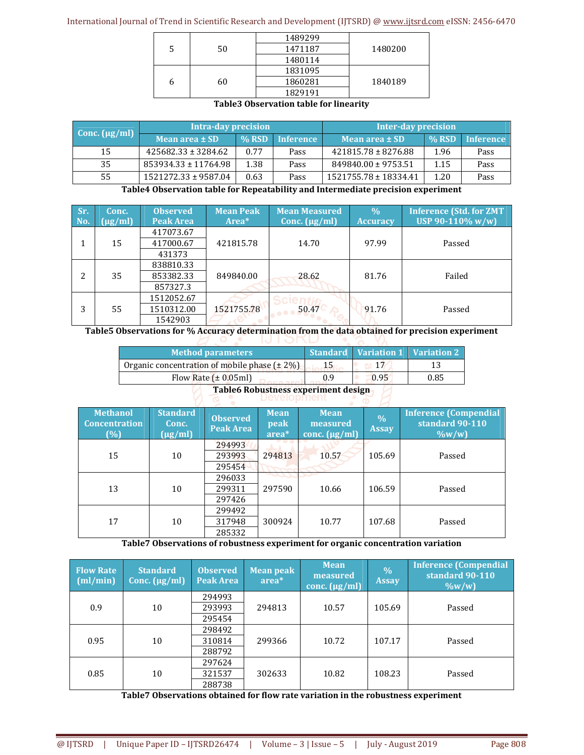| | | | |
|---|---|---|---|
| 5 | 50 | 1489299 | 1480200 |
| | | 1471187 | |
| | | 1480114 | |
| 6 | 60 | 1831095 | 1840189 |
| | | 1860281 | |
| | | 1829191 | |

**Table3 Observation table for linearity**

| Conc. (µg/ml) | Intra-day precision | | | Inter-day precision | | |
|---|---|---|---|---|---|---|
| | Mean area ± SD | % RSD | Inference | Mean area ± SD | % RSD | Inference |
| 15 | 425682.33 ± 3284.62 | 0.77 | Pass | 421815.78 ± 8276.88 | 1.96 | Pass |
| 35 | 853934.33 ± 11764.98 | 1.38 | Pass | 849840.00 ± 9753.51 | 1.15 | Pass |
| 55 | 1521272.33 ± 9587.04 | 0.63 | Pass | 1521755.78 ± 18334.41 | 1.20 | Pass |

**Table4 Observation table for Repeatability and Intermediate precision experiment**

| Sr. No. | Conc. (µg/ml) | Observed Peak Area | Mean Peak Area* | Mean Measured Conc. (µg/ml) | % Accuracy | Inference (Std. for ZMT USP 90-110% w/w) |
|---|---|---|---|---|---|---|
| 1 | 15 | 417073.67 | 421815.78 | 14.70 | 97.99 | Passed |
| | | 417000.67 | | | | |
| | | 431373 | | | | |
| 2 | 35 | 838810.33 | 849840.00 | 28.62 | 81.76 | Failed |
| | | 853382.33 | | | | |
| | | 857327.3 | | | | |
| 3 | 55 | 1512052.67 | 1521755.78 | 50.47 | 91.76 | Passed |
| | | 1510312.00 | | | | |
| | | 1542903 | | | | |

**Table5 Observations for % Accuracy determination from the data obtained for precision experiment**

| Method parameters | Standard | Variation 1 | Variation 2 |
|---|---|---|---|
| Organic concentration of mobile phase (± 2%) | 15 | 17 | 13 |
| Flow Rate (± 0.05ml) | 0.9 | 0.95 | 0.85 |

**Table6 Robustness experiment design**

| Methanol Concentration (%) | Standard Conc. (µg/ml) | Observed Peak Area | Mean peak area* | Mean measured conc. (µg/ml) | % Assay | Inference (Compendial standard 90-110 %w/w) |
|---|---|---|---|---|---|---|
| 15 | 10 | 294993 | 294813 | 10.57 | 105.69 | Passed |
| | | 293993 | | | | |
| | | 295454 | | | | |
| 13 | 10 | 296033 | 297590 | 10.66 | 106.59 | Passed |
| | | 299311 | | | | |
| | | 297426 | | | | |
| 17 | 10 | 299492 | 300924 | 10.77 | 107.68 | Passed |
| | | 317948 | | | | |
| | | 285332 | | | | |

**Table7 Observations of robustness experiment for organic concentration variation**

| Flow Rate (ml/min) | Standard Conc. (µg/ml) | Observed Peak Area | Mean peak area* | Mean measured conc. (µg/ml) | % Assay | Inference (Compendial standard 90-110 %w/w) |
|---|---|---|---|---|---|---|
| 0.9 | 10 | 294993 | 294813 | 10.57 | 105.69 | Passed |
| | | 293993 | | | | |
| | | 295454 | | | | |
| 0.95 | 10 | 298492 | 299366 | 10.72 | 107.17 | Passed |
| | | 310814 | | | | |
| | | 288792 | | | | |
| 0.85 | 10 | 297624 | 302633 | 10.82 | 108.23 | Passed |
| | | 321537 | | | | |
| | | 288738 | | | | |

**Table7 Observations obtained for flow rate variation in the robustness experiment**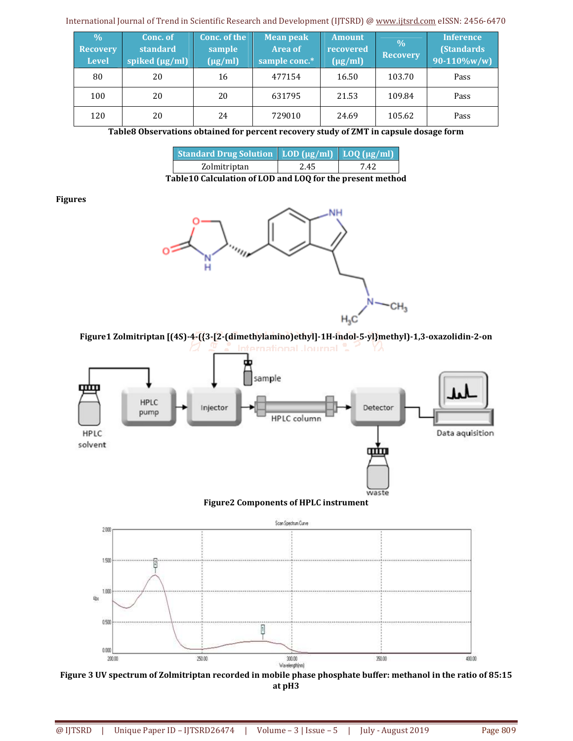| % Recovery Level | Conc. of standard spiked (µg/ml) | Conc. of the sample (µg/ml) | Mean peak Area of sample conc.* | Amount recovered (µg/ml) | % Recovery | Inference (Standards 90-110%w/w) |
|---|---|---|---|---|---|---|
| 80 | 20 | 16 | 477154 | 16.50 | 103.70 | Pass |
| 100 | 20 | 20 | 631795 | 21.53 | 109.84 | Pass |
| 120 | 20 | 24 | 729010 | 24.69 | 105.62 | Pass |

**Table8 Observations obtained for percent recovery study of ZMT in capsule dosage form**

| Standard Drug Solution | LOD (µg/ml) | LOQ (µg/ml) |
|---|---|---|
| Zolmitriptan | 2.45 | 7.42 |

**Table10 Calculation of LOD and LOQ for the present method**

**Figures**

**Figure1 Zolmitriptan [(4S)-4-({3-[2-(dimethylamino)ethyl]-1H-indol-5-yl}methyl)-1,3-oxazolidin-2-on**

**Figure2 Components of HPLC instrument**

**Figure 3 UV spectrum of Zolmitriptan recorded in mobile phase phosphate buffer: methanol in the ratio of 85:15 at pH3**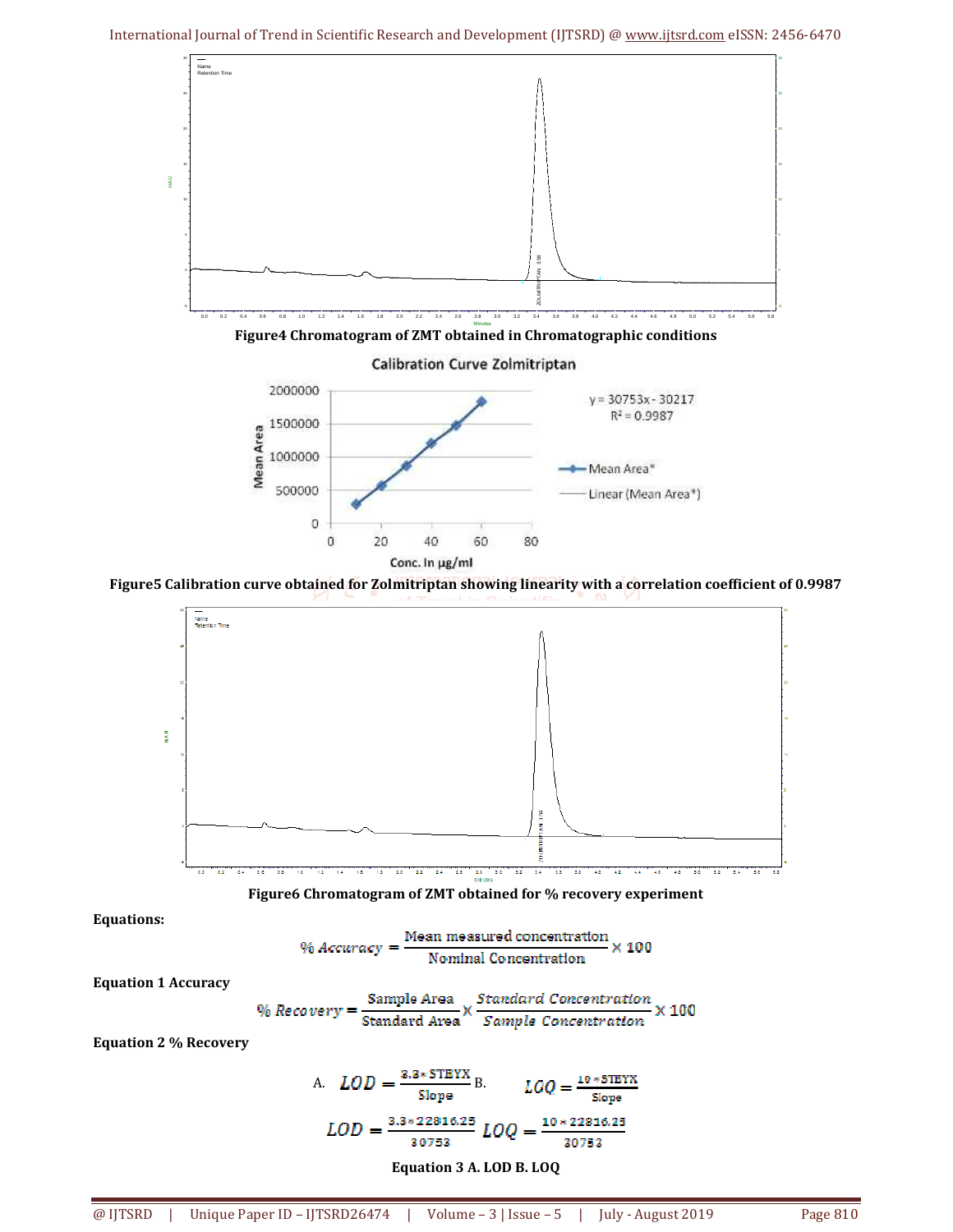Name
Retention Time

mAU

Minutes

ZOLMITRIPTAN 3.58

**Figure4 Chromatogram of ZMT obtained in Chromatographic conditions**

Calibration Curve Zolmitriptan

y = 30753x - 30217
$R^2$ = 0.9987

Mean Area*
Linear (Mean Area*)

Mean Area

Conc. In µg/ml

**Figure5 Calibration curve obtained for Zolmitriptan showing linearity with a correlation coefficient of 0.9987**

Name
Retention Time

mAU

Minutes

ZOLMITRIPTAN 3.58

**Figure6 Chromatogram of ZMT obtained for % recovery experiment**

**Equations:**

$$\%\ Accuracy = \frac{\text{Mean measured concentration}}{\text{Nominal Concentration}} \times 100$$

**Equation 1 Accuracy**

$$\%\ Recovery = \frac{\text{Sample Area}}{\text{Standard Area}} \times \frac{\text{Standard Concentration}}{\text{Sample Concentration}} \times 100$$

**Equation 2 % Recovery**

A. $$LOD = \frac{3.3 * \text{STEYX}}{\text{Slope}}$$ B. $$LOQ = \frac{10 * \text{STEYX}}{\text{Slope}}$$

$$LOD = \frac{3.3 * 22816.25}{30753} \quad LOQ = \frac{10 * 22816.25}{30753}$$

**Equation 3 A. LOD B. LOQ**